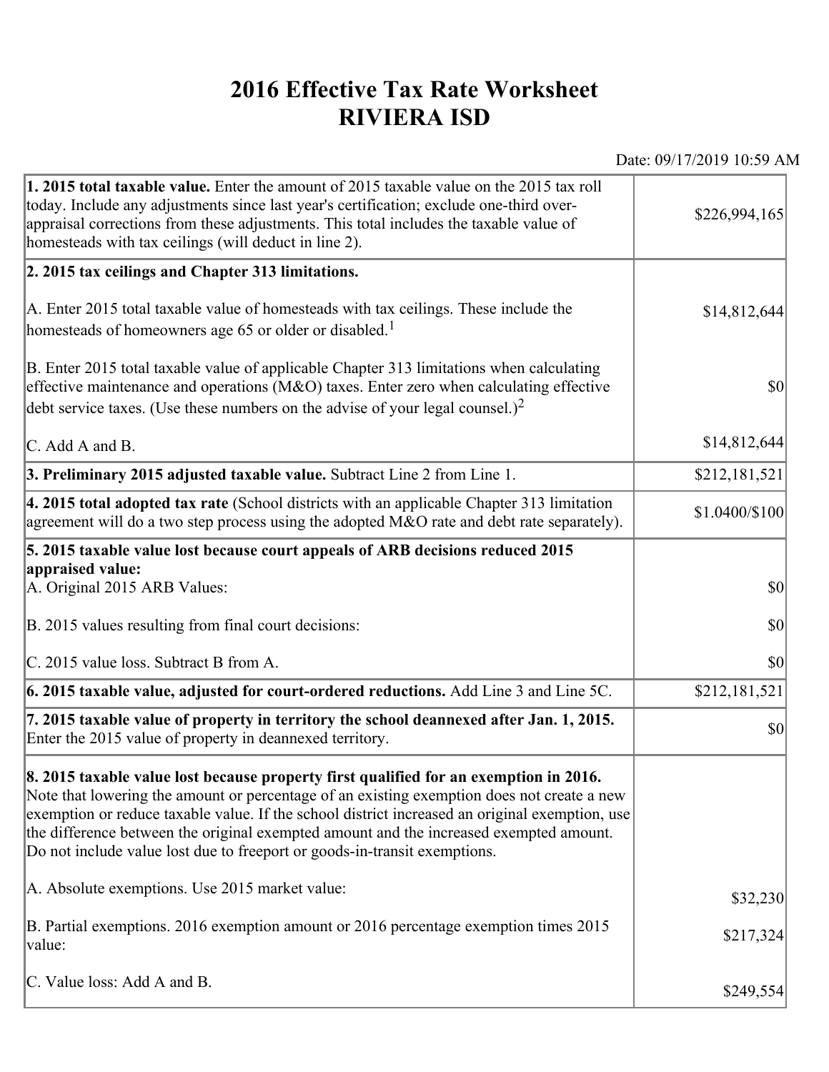# 2016 Effective Tax Rate Worksheet
# RIVIERA ISD

Date: 09/17/2019 10:59 AM

| | |
|---|---|
| **1. 2015 total taxable value.** Enter the amount of 2015 taxable value on the 2015 tax roll today. Include any adjustments since last year's certification; exclude one-third over-appraisal corrections from these adjustments. This total includes the taxable value of homesteads with tax ceilings (will deduct in line 2). | $226,994,165 |
| **2. 2015 tax ceilings and Chapter 313 limitations.** | |
| A. Enter 2015 total taxable value of homesteads with tax ceilings. These include the homesteads of homeowners age 65 or older or disabled.[1] | $14,812,644 |
| B. Enter 2015 total taxable value of applicable Chapter 313 limitations when calculating effective maintenance and operations (M&O) taxes. Enter zero when calculating effective debt service taxes. (Use these numbers on the advise of your legal counsel.)[2] | $0 |
| C. Add A and B. | $14,812,644 |
| **3. Preliminary 2015 adjusted taxable value.** Subtract Line 2 from Line 1. | $212,181,521 |
| **4. 2015 total adopted tax rate** (School districts with an applicable Chapter 313 limitation agreement will do a two step process using the adopted M&O rate and debt rate separately). | $1.0400/$100 |
| **5. 2015 taxable value lost because court appeals of ARB decisions reduced 2015 appraised value:** | |
| A. Original 2015 ARB Values: | $0 |
| B. 2015 values resulting from final court decisions: | $0 |
| C. 2015 value loss. Subtract B from A. | $0 |
| **6. 2015 taxable value, adjusted for court-ordered reductions.** Add Line 3 and Line 5C. | $212,181,521 |
| **7. 2015 taxable value of property in territory the school deannexed after Jan. 1, 2015.** Enter the 2015 value of property in deannexed territory. | $0 |
| **8. 2015 taxable value lost because property first qualified for an exemption in 2016.** Note that lowering the amount or percentage of an existing exemption does not create a new exemption or reduce taxable value. If the school district increased an original exemption, use the difference between the original exempted amount and the increased exempted amount. Do not include value lost due to freeport or goods-in-transit exemptions. | |
| A. Absolute exemptions. Use 2015 market value: | $32,230 |
| B. Partial exemptions. 2016 exemption amount or 2016 percentage exemption times 2015 value: | $217,324 |
| C. Value loss: Add A and B. | $249,554 |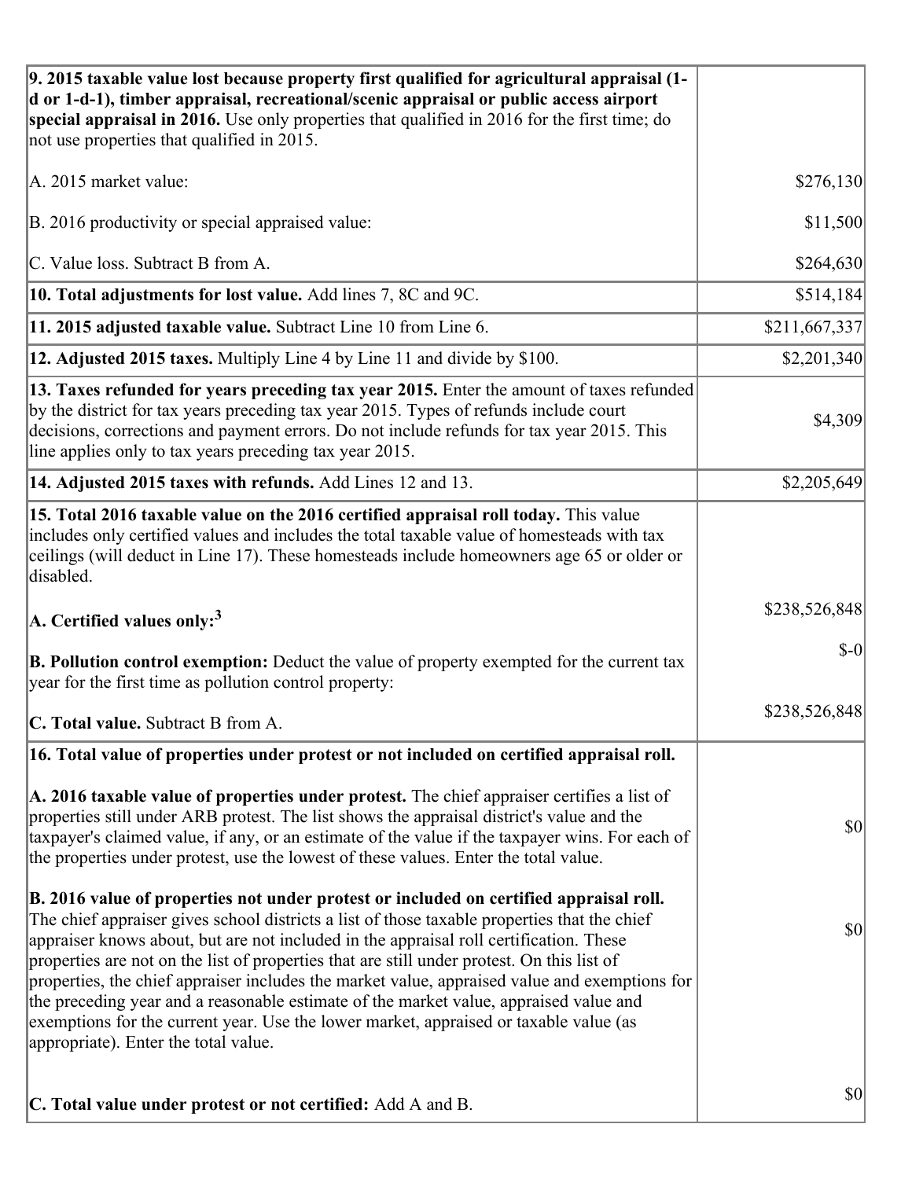| | |
|---|---|
| **9. 2015 taxable value lost because property first qualified for agricultural appraisal (1-d or 1-d-1), timber appraisal, recreational/scenic appraisal or public access airport special appraisal in 2016.** Use only properties that qualified in 2016 for the first time; do not use properties that qualified in 2015.<br><br>A. 2015 market value:<br><br>B. 2016 productivity or special appraised value:<br><br>C. Value loss. Subtract B from A. | <br><br><br><br>$276,130<br><br>$11,500<br><br>$264,630 |
| **10. Total adjustments for lost value.** Add lines 7, 8C and 9C. | $514,184 |
| **11. 2015 adjusted taxable value.** Subtract Line 10 from Line 6. | $211,667,337 |
| **12. Adjusted 2015 taxes.** Multiply Line 4 by Line 11 and divide by $100. | $2,201,340 |
| **13. Taxes refunded for years preceding tax year 2015.** Enter the amount of taxes refunded by the district for tax years preceding tax year 2015. Types of refunds include court decisions, corrections and payment errors. Do not include refunds for tax year 2015. This line applies only to tax years preceding tax year 2015. | $4,309 |
| **14. Adjusted 2015 taxes with refunds.** Add Lines 12 and 13. | $2,205,649 |
| **15. Total 2016 taxable value on the 2016 certified appraisal roll today.** This value includes only certified values and includes the total taxable value of homesteads with tax ceilings (will deduct in Line 17). These homesteads include homeowners age 65 or older or disabled.<br><br>**A. Certified values only:**[3]<br><br>**B. Pollution control exemption:** Deduct the value of property exempted for the current tax year for the first time as pollution control property:<br><br>**C. Total value.** Subtract B from A. | <br><br><br><br>$238,526,848<br><br>$-0<br><br>$238,526,848 |
| **16. Total value of properties under protest or not included on certified appraisal roll.**<br><br>**A. 2016 taxable value of properties under protest.** The chief appraiser certifies a list of properties still under ARB protest. The list shows the appraisal district's value and the taxpayer's claimed value, if any, or an estimate of the value if the taxpayer wins. For each of the properties under protest, use the lowest of these values. Enter the total value.<br><br>**B. 2016 value of properties not under protest or included on certified appraisal roll.** The chief appraiser gives school districts a list of those taxable properties that the chief appraiser knows about, but are not included in the appraisal roll certification. These properties are not on the list of properties that are still under protest. On this list of properties, the chief appraiser includes the market value, appraised value and exemptions for the preceding year and a reasonable estimate of the market value, appraised value and exemptions for the current year. Use the lower market, appraised or taxable value (as appropriate). Enter the total value.<br><br>**C. Total value under protest or not certified:** Add A and B. | <br><br>$0<br><br>$0<br><br>$0 |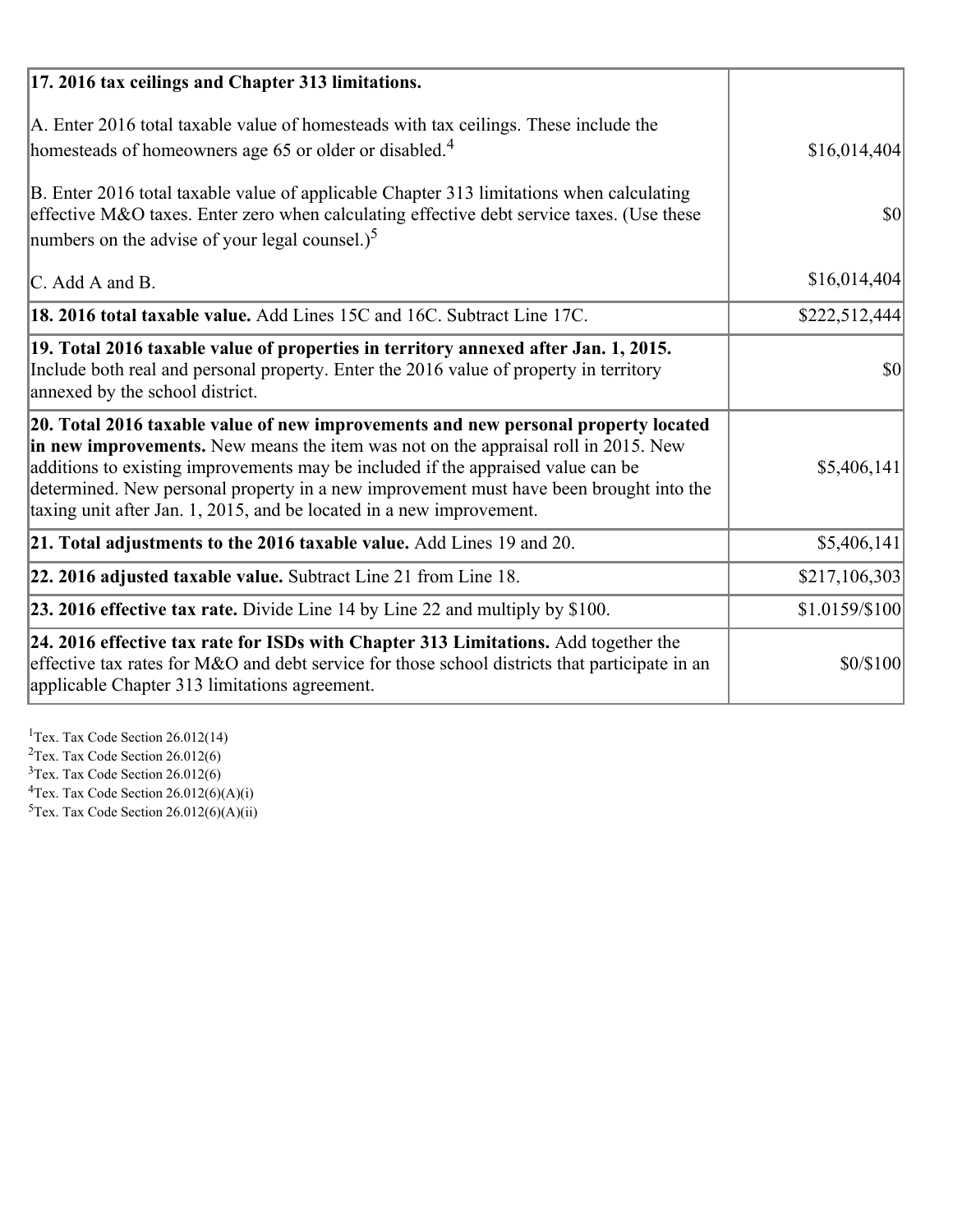| | |
|---|---|
| **17. 2016 tax ceilings and Chapter 313 limitations.**<br><br>A. Enter 2016 total taxable value of homesteads with tax ceilings. These include the homesteads of homeowners age 65 or older or disabled.[4] | $16,014,404 |
| B. Enter 2016 total taxable value of applicable Chapter 313 limitations when calculating effective M&O taxes. Enter zero when calculating effective debt service taxes. (Use these numbers on the advise of your legal counsel.)[5] | $0 |
| C. Add A and B. | $16,014,404 |
| **18. 2016 total taxable value.** Add Lines 15C and 16C. Subtract Line 17C. | $222,512,444 |
| **19. Total 2016 taxable value of properties in territory annexed after Jan. 1, 2015.** Include both real and personal property. Enter the 2016 value of property in territory annexed by the school district. | $0 |
| **20. Total 2016 taxable value of new improvements and new personal property located in new improvements.** New means the item was not on the appraisal roll in 2015. New additions to existing improvements may be included if the appraised value can be determined. New personal property in a new improvement must have been brought into the taxing unit after Jan. 1, 2015, and be located in a new improvement. | $5,406,141 |
| **21. Total adjustments to the 2016 taxable value.** Add Lines 19 and 20. | $5,406,141 |
| **22. 2016 adjusted taxable value.** Subtract Line 21 from Line 18. | $217,106,303 |
| **23. 2016 effective tax rate.** Divide Line 14 by Line 22 and multiply by $100. | $1.0159/$100 |
| **24. 2016 effective tax rate for ISDs with Chapter 313 Limitations.** Add together the effective tax rates for M&O and debt service for those school districts that participate in an applicable Chapter 313 limitations agreement. | $0/$100 |

[1]Tex. Tax Code Section 26.012(14)
[2]Tex. Tax Code Section 26.012(6)
[3]Tex. Tax Code Section 26.012(6)
[4]Tex. Tax Code Section 26.012(6)(A)(i)
[5]Tex. Tax Code Section 26.012(6)(A)(ii)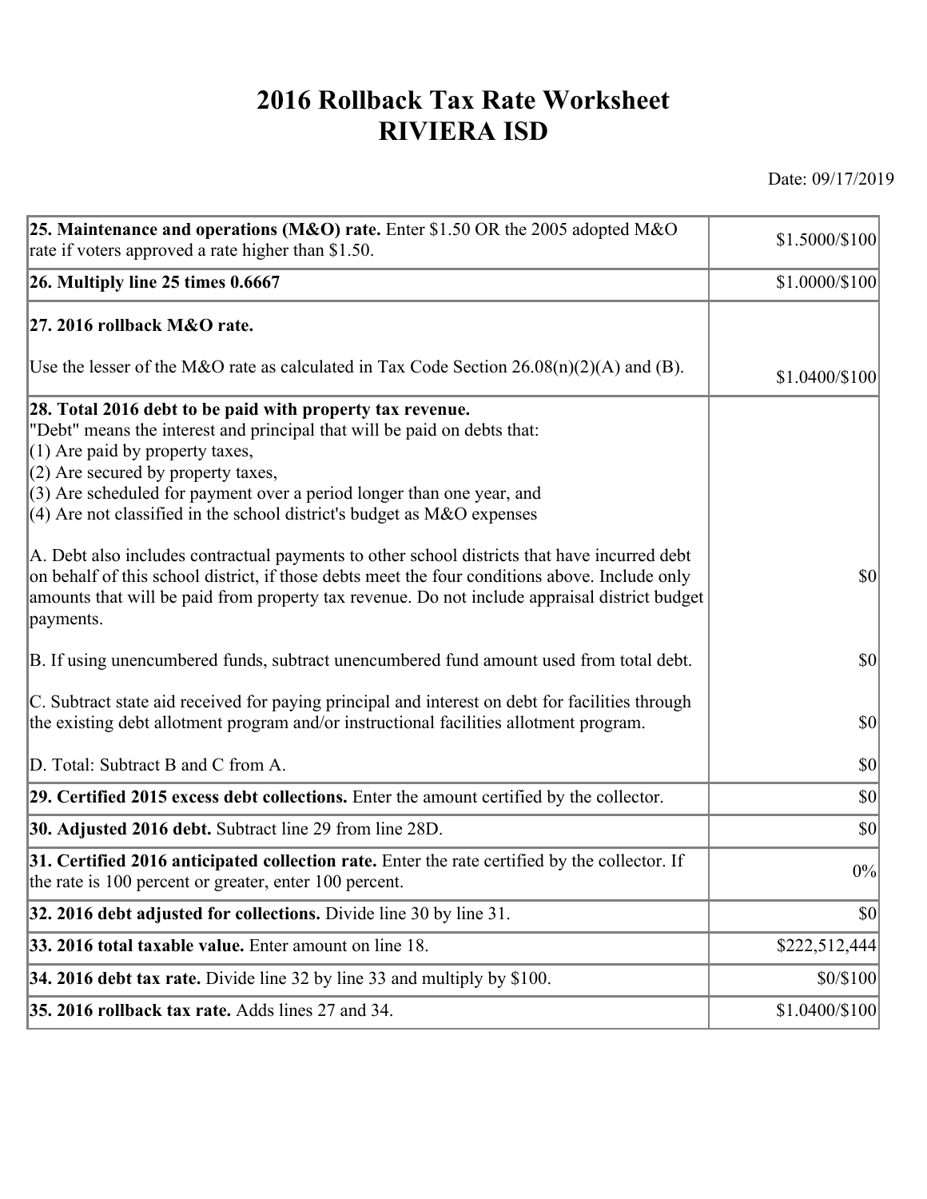# 2016 Rollback Tax Rate Worksheet
# RIVIERA ISD

Date: 09/17/2019

| | |
|---|---|
| **25. Maintenance and operations (M&O) rate.** Enter $1.50 OR the 2005 adopted M&O rate if voters approved a rate higher than $1.50. | $1.5000/$100 |
| **26. Multiply line 25 times 0.6667** | $1.0000/$100 |
| **27. 2016 rollback M&O rate.**<br><br>Use the lesser of the M&O rate as calculated in Tax Code Section 26.08(n)(2)(A) and (B). | $1.0400/$100 |
| **28. Total 2016 debt to be paid with property tax revenue.**<br>"Debt" means the interest and principal that will be paid on debts that:<br>(1) Are paid by property taxes,<br>(2) Are secured by property taxes,<br>(3) Are scheduled for payment over a period longer than one year, and<br>(4) Are not classified in the school district's budget as M&O expenses<br><br>A. Debt also includes contractual payments to other school districts that have incurred debt on behalf of this school district, if those debts meet the four conditions above. Include only amounts that will be paid from property tax revenue. Do not include appraisal district budget payments. | $0 |
| B. If using unencumbered funds, subtract unencumbered fund amount used from total debt. | $0 |
| C. Subtract state aid received for paying principal and interest on debt for facilities through the existing debt allotment program and/or instructional facilities allotment program. | $0 |
| D. Total: Subtract B and C from A. | $0 |
| **29. Certified 2015 excess debt collections.** Enter the amount certified by the collector. | $0 |
| **30. Adjusted 2016 debt.** Subtract line 29 from line 28D. | $0 |
| **31. Certified 2016 anticipated collection rate.** Enter the rate certified by the collector. If the rate is 100 percent or greater, enter 100 percent. | 0% |
| **32. 2016 debt adjusted for collections.** Divide line 30 by line 31. | $0 |
| **33. 2016 total taxable value.** Enter amount on line 18. | $222,512,444 |
| **34. 2016 debt tax rate.** Divide line 32 by line 33 and multiply by $100. | $0/$100 |
| **35. 2016 rollback tax rate.** Adds lines 27 and 34. | $1.0400/$100 |